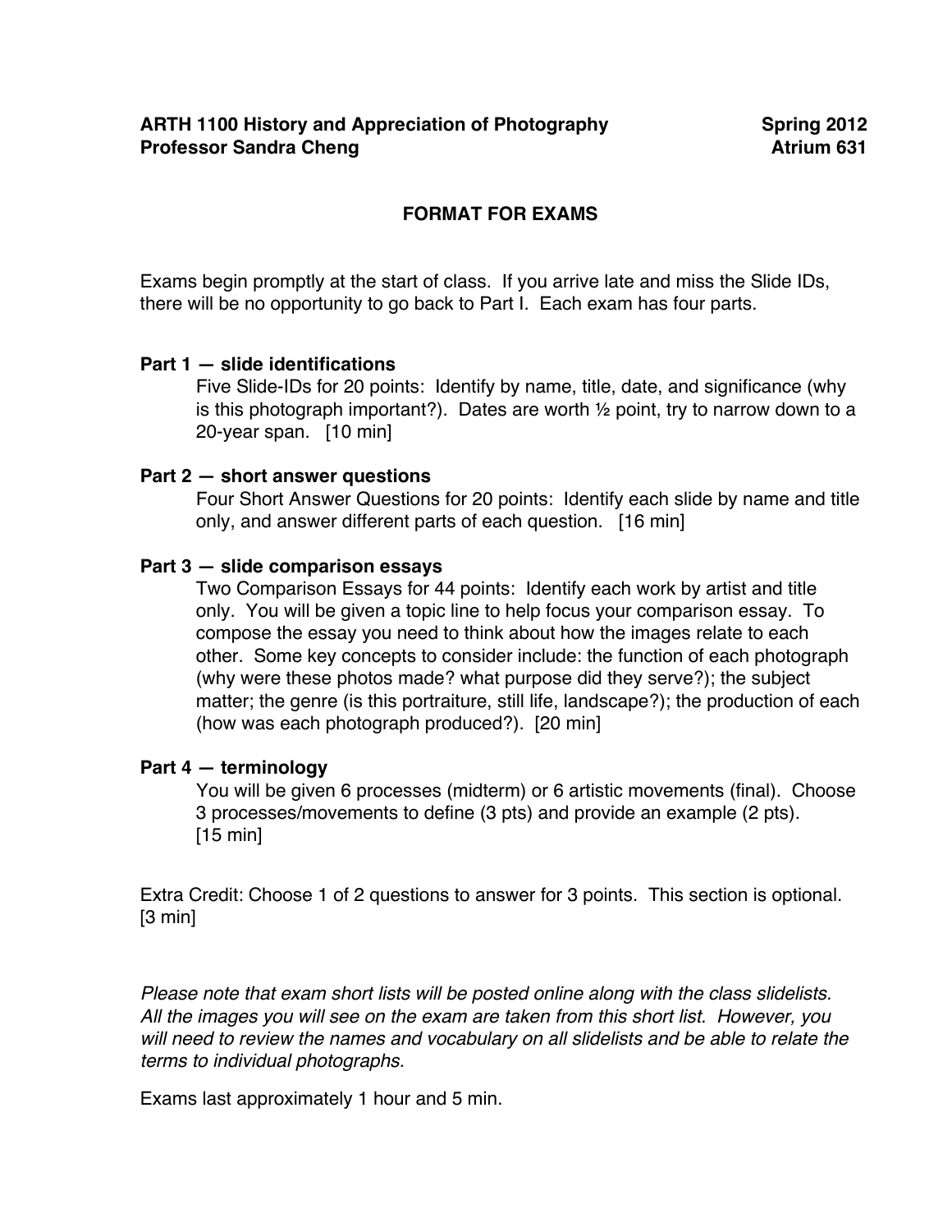**ARTH 1100 History and Appreciation of Photography** **Spring 2012**
**Professor Sandra Cheng** **Atrium 631**

# FORMAT FOR EXAMS

Exams begin promptly at the start of class. If you arrive late and miss the Slide IDs, there will be no opportunity to go back to Part I. Each exam has four parts.

**Part 1 — slide identifications**

Five Slide-IDs for 20 points: Identify by name, title, date, and significance (why is this photograph important?). Dates are worth ½ point, try to narrow down to a 20-year span. [10 min]

**Part 2 — short answer questions**

Four Short Answer Questions for 20 points: Identify each slide by name and title only, and answer different parts of each question. [16 min]

**Part 3 — slide comparison essays**

Two Comparison Essays for 44 points: Identify each work by artist and title only. You will be given a topic line to help focus your comparison essay. To compose the essay you need to think about how the images relate to each other. Some key concepts to consider include: the function of each photograph (why were these photos made? what purpose did they serve?); the subject matter; the genre (is this portraiture, still life, landscape?); the production of each (how was each photograph produced?). [20 min]

**Part 4 — terminology**

You will be given 6 processes (midterm) or 6 artistic movements (final). Choose 3 processes/movements to define (3 pts) and provide an example (2 pts). [15 min]

Extra Credit: Choose 1 of 2 questions to answer for 3 points. This section is optional. [3 min]

*Please note that exam short lists will be posted online along with the class slidelists. All the images you will see on the exam are taken from this short list. However, you will need to review the names and vocabulary on all slidelists and be able to relate the terms to individual photographs.*

Exams last approximately 1 hour and 5 min.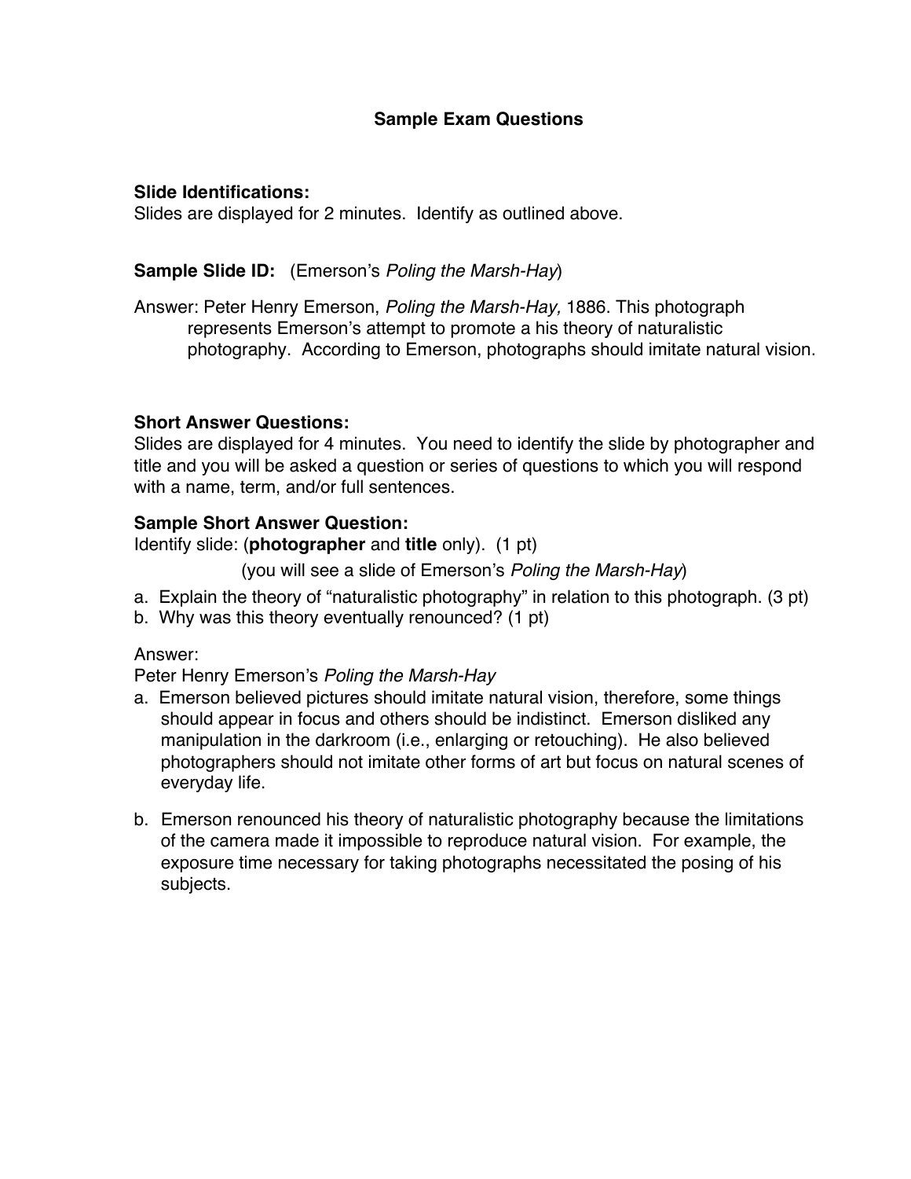## Sample Exam Questions

**Slide Identifications:**
Slides are displayed for 2 minutes. Identify as outlined above.

**Sample Slide ID:** (Emerson's *Poling the Marsh-Hay*)

Answer: Peter Henry Emerson, *Poling the Marsh-Hay,* 1886. This photograph represents Emerson's attempt to promote a his theory of naturalistic photography. According to Emerson, photographs should imitate natural vision.

**Short Answer Questions:**
Slides are displayed for 4 minutes. You need to identify the slide by photographer and title and you will be asked a question or series of questions to which you will respond with a name, term, and/or full sentences.

**Sample Short Answer Question:**
Identify slide: (**photographer** and **title** only). (1 pt)

(you will see a slide of Emerson's *Poling the Marsh-Hay*)

a. Explain the theory of "naturalistic photography" in relation to this photograph. (3 pt)
b. Why was this theory eventually renounced? (1 pt)

Answer:
Peter Henry Emerson's *Poling the Marsh-Hay*

a. Emerson believed pictures should imitate natural vision, therefore, some things should appear in focus and others should be indistinct. Emerson disliked any manipulation in the darkroom (i.e., enlarging or retouching). He also believed photographers should not imitate other forms of art but focus on natural scenes of everyday life.

b. Emerson renounced his theory of naturalistic photography because the limitations of the camera made it impossible to reproduce natural vision. For example, the exposure time necessary for taking photographs necessitated the posing of his subjects.